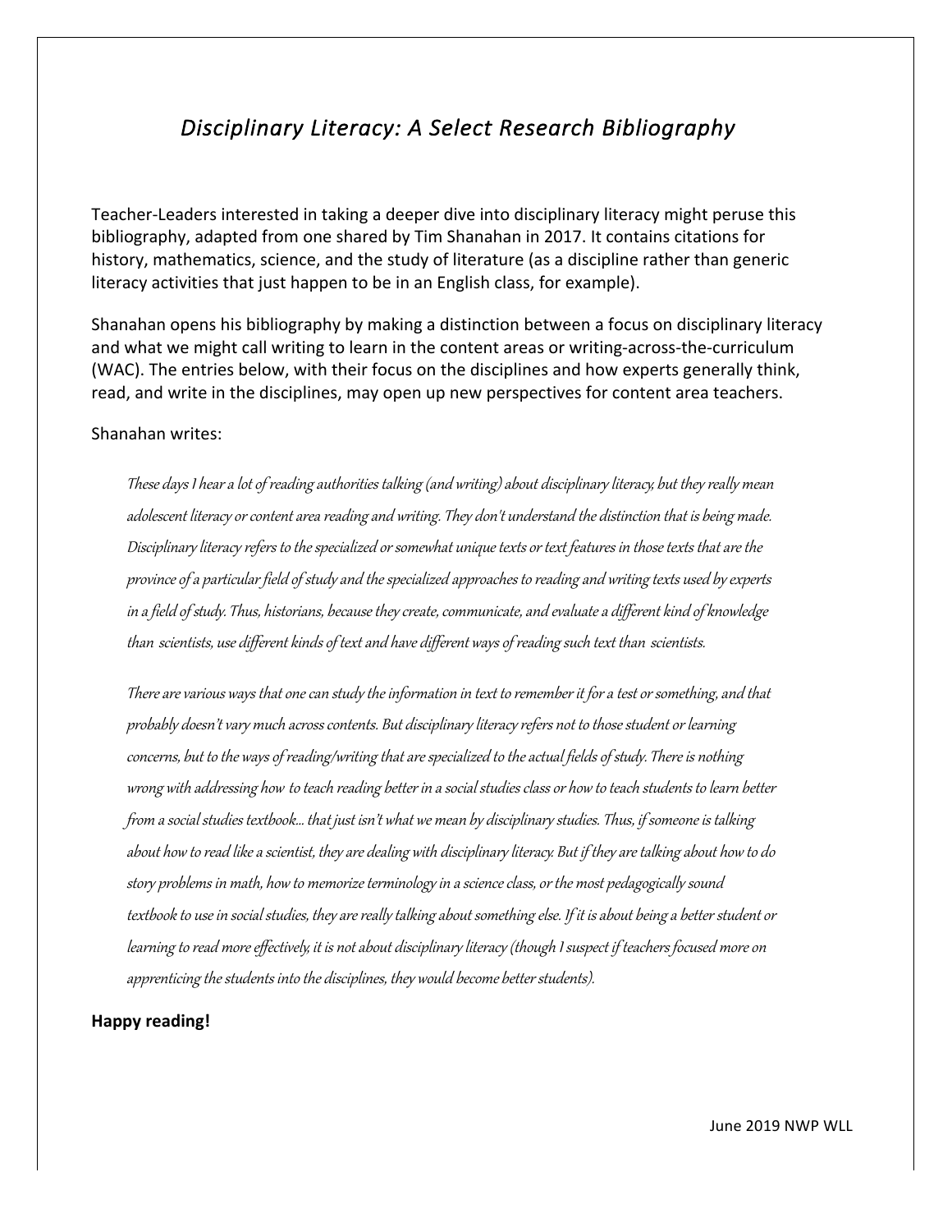# *Disciplinary Literacy: A Select Research Bibliography*

Teacher-Leaders interested in taking a deeper dive into disciplinary literacy might peruse this bibliography, adapted from one shared by Tim Shanahan in 2017. It contains citations for history, mathematics, science, and the study of literature (as a discipline rather than generic literacy activities that just happen to be in an English class, for example).

Shanahan opens his bibliography by making a distinction between a focus on disciplinary literacy and what we might call writing to learn in the content areas or writing-across-the-curriculum (WAC). The entries below, with their focus on the disciplines and how experts generally think, read, and write in the disciplines, may open up new perspectives for content area teachers.

Shanahan writes:

> *These days I hear a lot of reading authorities talking (and writing) about disciplinary literacy, but they really mean adolescent literacy or content area reading and writing. They don't understand the distinction that is being made. Disciplinary literacy refers to the specialized or somewhat unique texts or text features in those texts that are the province of a particular field of study and the specialized approaches to reading and writing texts used by experts in a field of study. Thus, historians, because they create, communicate, and evaluate a different kind of knowledge than scientists, use different kinds of text and have different ways of reading such text than scientists.*
>
> *There are various ways that one can study the information in text to remember it for a test or something, and that probably doesn't vary much across contents. But disciplinary literacy refers not to those student or learning concerns, but to the ways of reading/writing that are specialized to the actual fields of study. There is nothing wrong with addressing how to teach reading better in a social studies class or how to teach students to learn better from a social studies textbook... that just isn't what we mean by disciplinary studies. Thus, if someone is talking about how to read like a scientist, they are dealing with disciplinary literacy. But if they are talking about how to do story problems in math, how to memorize terminology in a science class, or the most pedagogically sound textbook to use in social studies, they are really talking about something else. If it is about being a better student or learning to read more effectively, it is not about disciplinary literacy (though I suspect if teachers focused more on apprenticing the students into the disciplines, they would become better students).*

**Happy reading!**

June 2019 NWP WLL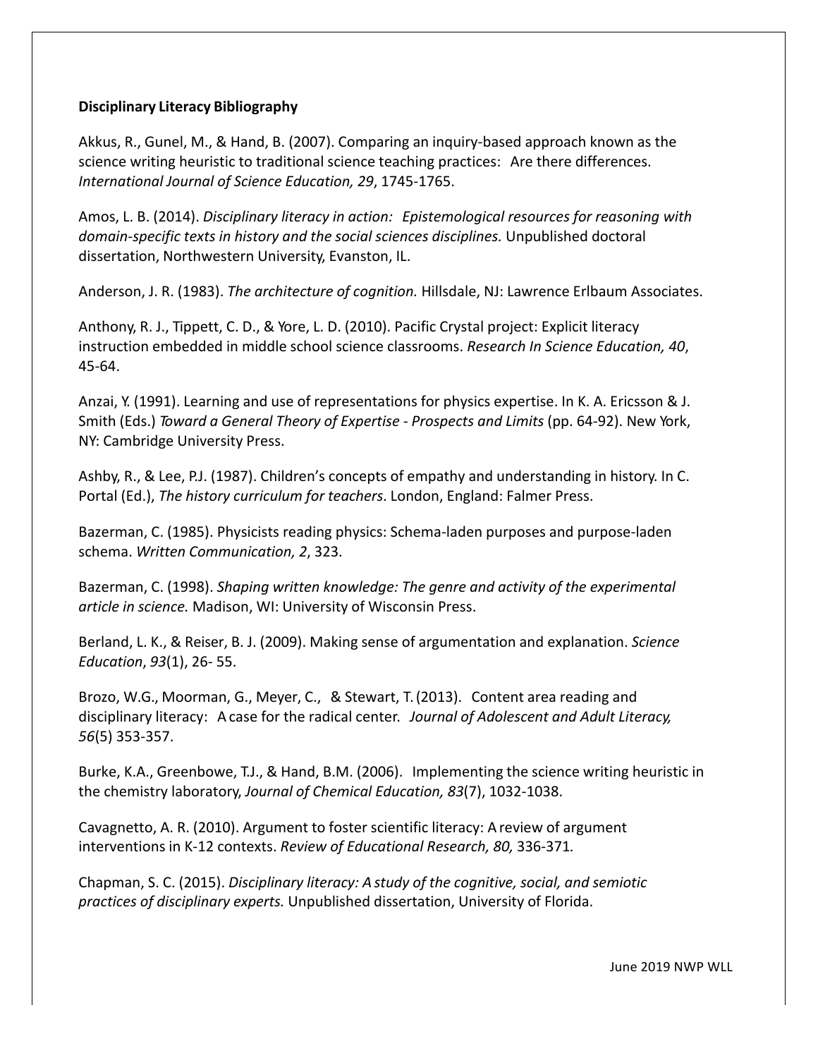**Disciplinary Literacy Bibliography**

Akkus, R., Gunel, M., & Hand, B. (2007). Comparing an inquiry-based approach known as the science writing heuristic to traditional science teaching practices: Are there differences. *International Journal of Science Education, 29*, 1745-1765.

Amos, L. B. (2014). *Disciplinary literacy in action: Epistemological resources for reasoning with domain-specific texts in history and the social sciences disciplines.* Unpublished doctoral dissertation, Northwestern University, Evanston, IL.

Anderson, J. R. (1983). *The architecture of cognition.* Hillsdale, NJ: Lawrence Erlbaum Associates.

Anthony, R. J., Tippett, C. D., & Yore, L. D. (2010). Pacific Crystal project: Explicit literacy instruction embedded in middle school science classrooms. *Research In Science Education, 40*, 45-64.

Anzai, Y. (1991). Learning and use of representations for physics expertise. In K. A. Ericsson & J. Smith (Eds.) *Toward a General Theory of Expertise - Prospects and Limits* (pp. 64-92). New York, NY: Cambridge University Press.

Ashby, R., & Lee, P.J. (1987). Children's concepts of empathy and understanding in history. In C. Portal (Ed.), *The history curriculum for teachers.* London, England: Falmer Press.

Bazerman, C. (1985). Physicists reading physics: Schema-laden purposes and purpose-laden schema. *Written Communication, 2*, 323.

Bazerman, C. (1998). *Shaping written knowledge: The genre and activity of the experimental article in science.* Madison, WI: University of Wisconsin Press.

Berland, L. K., & Reiser, B. J. (2009). Making sense of argumentation and explanation. *Science Education*, *93*(1), 26- 55.

Brozo, W.G., Moorman, G., Meyer, C., & Stewart, T. (2013). Content area reading and disciplinary literacy: A case for the radical center. *Journal of Adolescent and Adult Literacy, 56*(5) 353-357.

Burke, K.A., Greenbowe, T.J., & Hand, B.M. (2006). Implementing the science writing heuristic in the chemistry laboratory, *Journal of Chemical Education, 83*(7), 1032-1038.

Cavagnetto, A. R. (2010). Argument to foster scientific literacy: A review of argument interventions in K-12 contexts. *Review of Educational Research, 80,* 336-371.

Chapman, S. C. (2015). *Disciplinary literacy: A study of the cognitive, social, and semiotic practices of disciplinary experts.* Unpublished dissertation, University of Florida.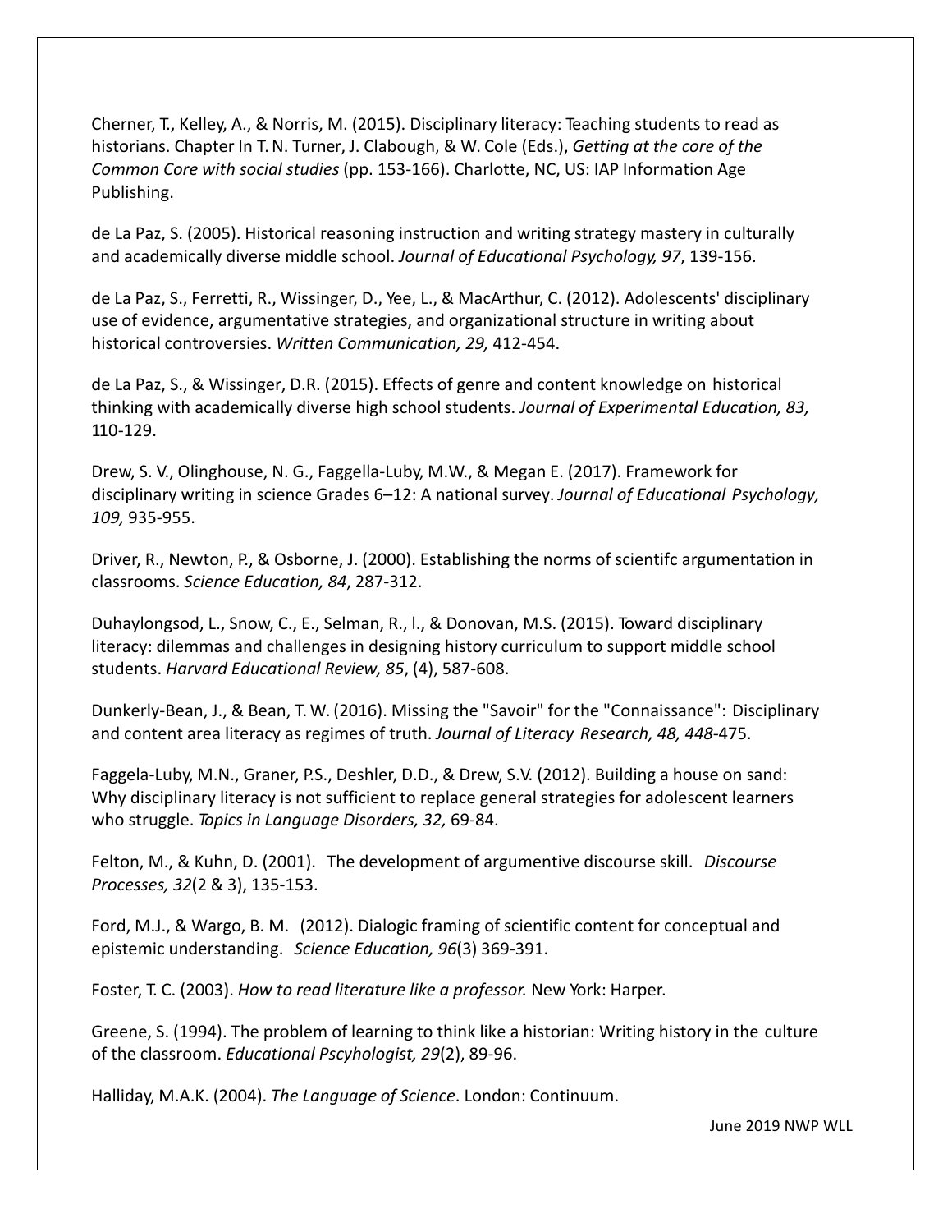Cherner, T., Kelley, A., & Norris, M. (2015). Disciplinary literacy: Teaching students to read as historians. Chapter In T. N. Turner, J. Clabough, & W. Cole (Eds.), *Getting at the core of the Common Core with social studies* (pp. 153-166). Charlotte, NC, US: IAP Information Age Publishing.

de La Paz, S. (2005). Historical reasoning instruction and writing strategy mastery in culturally and academically diverse middle school. *Journal of Educational Psychology, 97*, 139-156.

de La Paz, S., Ferretti, R., Wissinger, D., Yee, L., & MacArthur, C. (2012). Adolescents' disciplinary use of evidence, argumentative strategies, and organizational structure in writing about historical controversies. *Written Communication, 29,* 412-454.

de La Paz, S., & Wissinger, D.R. (2015). Effects of genre and content knowledge on historical thinking with academically diverse high school students. *Journal of Experimental Education, 83,* 110-129.

Drew, S. V., Olinghouse, N. G., Faggella-Luby, M.W., & Megan E. (2017). Framework for disciplinary writing in science Grades 6–12: A national survey. *Journal of Educational Psychology, 109,* 935-955.

Driver, R., Newton, P., & Osborne, J. (2000). Establishing the norms of scientifc argumentation in classrooms. *Science Education, 84*, 287-312.

Duhaylongsod, L., Snow, C., E., Selman, R., l., & Donovan, M.S. (2015). Toward disciplinary literacy: dilemmas and challenges in designing history curriculum to support middle school students. *Harvard Educational Review, 85*, (4), 587-608.

Dunkerly-Bean, J., & Bean, T. W. (2016). Missing the "Savoir" for the "Connaissance": Disciplinary and content area literacy as regimes of truth. *Journal of Literacy Research, 48, 448*-475.

Faggela-Luby, M.N., Graner, P.S., Deshler, D.D., & Drew, S.V. (2012). Building a house on sand: Why disciplinary literacy is not sufficient to replace general strategies for adolescent learners who struggle. *Topics in Language Disorders, 32,* 69-84.

Felton, M., & Kuhn, D. (2001). The development of argumentive discourse skill. *Discourse Processes, 32*(2 & 3), 135-153.

Ford, M.J., & Wargo, B. M. (2012). Dialogic framing of scientific content for conceptual and epistemic understanding. *Science Education, 96*(3) 369-391.

Foster, T. C. (2003). *How to read literature like a professor.* New York: Harper.

Greene, S. (1994). The problem of learning to think like a historian: Writing history in the culture of the classroom. *Educational Pscyhologist, 29*(2), 89-96.

Halliday, M.A.K. (2004). *The Language of Science*. London: Continuum.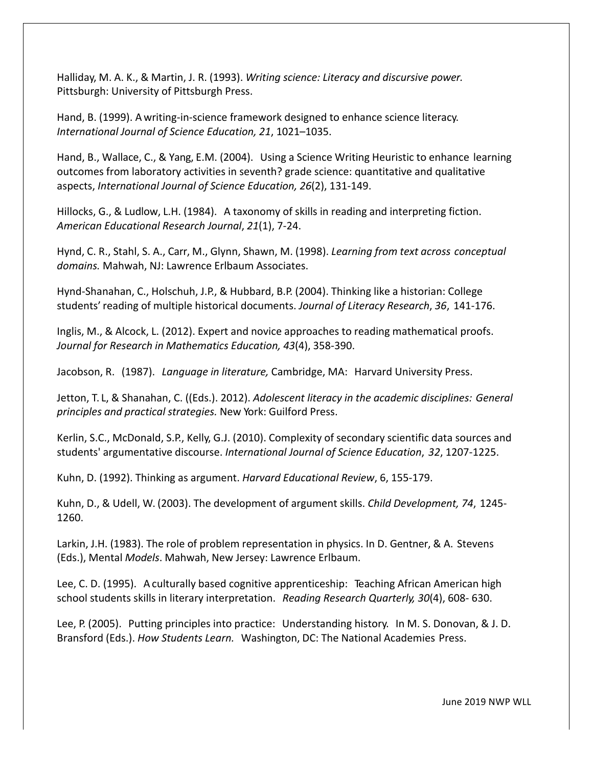Halliday, M. A. K., & Martin, J. R. (1993). *Writing science: Literacy and discursive power.* Pittsburgh: University of Pittsburgh Press.

Hand, B. (1999). A writing-in-science framework designed to enhance science literacy. *International Journal of Science Education, 21*, 1021–1035.

Hand, B., Wallace, C., & Yang, E.M. (2004). Using a Science Writing Heuristic to enhance learning outcomes from laboratory activities in seventh? grade science: quantitative and qualitative aspects, *International Journal of Science Education, 26*(2), 131-149.

Hillocks, G., & Ludlow, L.H. (1984). A taxonomy of skills in reading and interpreting fiction. *American Educational Research Journal*, *21*(1), 7-24.

Hynd, C. R., Stahl, S. A., Carr, M., Glynn, Shawn, M. (1998). *Learning from text across conceptual domains.* Mahwah, NJ: Lawrence Erlbaum Associates.

Hynd-Shanahan, C., Holschuh, J.P., & Hubbard, B.P. (2004). Thinking like a historian: College students' reading of multiple historical documents. *Journal of Literacy Research*, *36*, 141-176.

Inglis, M., & Alcock, L. (2012). Expert and novice approaches to reading mathematical proofs. *Journal for Research in Mathematics Education, 43*(4), 358-390.

Jacobson, R. (1987). *Language in literature,* Cambridge, MA: Harvard University Press.

Jetton, T. L, & Shanahan, C. ((Eds.). 2012). *Adolescent literacy in the academic disciplines: General principles and practical strategies.* New York: Guilford Press.

Kerlin, S.C., McDonald, S.P., Kelly, G.J. (2010). Complexity of secondary scientific data sources and students' argumentative discourse. *International Journal of Science Education*, *32*, 1207-1225.

Kuhn, D. (1992). Thinking as argument. *Harvard Educational Review*, 6, 155-179.

Kuhn, D., & Udell, W. (2003). The development of argument skills. *Child Development, 74*, 1245-1260.

Larkin, J.H. (1983). The role of problem representation in physics. In D. Gentner, & A. Stevens (Eds.), Mental *Models*. Mahwah, New Jersey: Lawrence Erlbaum.

Lee, C. D. (1995). A culturally based cognitive apprenticeship: Teaching African American high school students skills in literary interpretation. *Reading Research Quarterly, 30*(4), 608- 630.

Lee, P. (2005). Putting principles into practice: Understanding history. In M. S. Donovan, & J. D. Bransford (Eds.). *How Students Learn.* Washington, DC: The National Academies Press.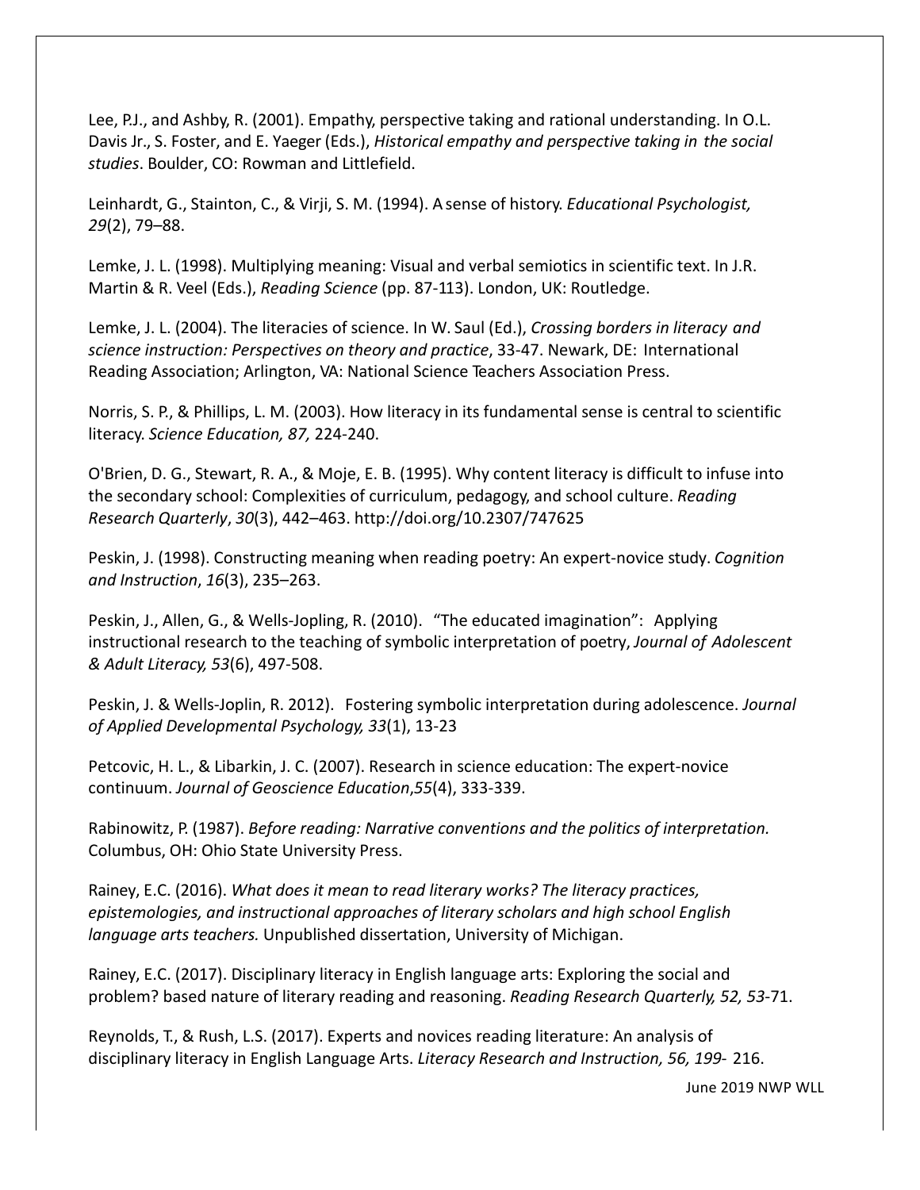Lee, P.J., and Ashby, R. (2001). Empathy, perspective taking and rational understanding. In O.L. Davis Jr., S. Foster, and E. Yaeger (Eds.), *Historical empathy and perspective taking in the social studies*. Boulder, CO: Rowman and Littlefield.

Leinhardt, G., Stainton, C., & Virji, S. M. (1994). A sense of history. *Educational Psychologist, 29*(2), 79–88.

Lemke, J. L. (1998). Multiplying meaning: Visual and verbal semiotics in scientific text. In J.R. Martin & R. Veel (Eds.), *Reading Science* (pp. 87-113). London, UK: Routledge.

Lemke, J. L. (2004). The literacies of science. In W. Saul (Ed.), *Crossing borders in literacy and science instruction: Perspectives on theory and practice*, 33-47. Newark, DE: International Reading Association; Arlington, VA: National Science Teachers Association Press.

Norris, S. P., & Phillips, L. M. (2003). How literacy in its fundamental sense is central to scientific literacy. *Science Education, 87,* 224-240.

O'Brien, D. G., Stewart, R. A., & Moje, E. B. (1995). Why content literacy is difficult to infuse into the secondary school: Complexities of curriculum, pedagogy, and school culture. *Reading Research Quarterly*, *30*(3), 442–463. http://doi.org/10.2307/747625

Peskin, J. (1998). Constructing meaning when reading poetry: An expert-novice study. *Cognition and Instruction*, *16*(3), 235–263.

Peskin, J., Allen, G., & Wells-Jopling, R. (2010). "The educated imagination": Applying instructional research to the teaching of symbolic interpretation of poetry, *Journal of Adolescent & Adult Literacy, 53*(6), 497-508.

Peskin, J. & Wells-Joplin, R. 2012). Fostering symbolic interpretation during adolescence. *Journal of Applied Developmental Psychology, 33*(1), 13-23

Petcovic, H. L., & Libarkin, J. C. (2007). Research in science education: The expert-novice continuum. *Journal of Geoscience Education*,*55*(4), 333-339.

Rabinowitz, P. (1987). *Before reading: Narrative conventions and the politics of interpretation.* Columbus, OH: Ohio State University Press.

Rainey, E.C. (2016). *What does it mean to read literary works? The literacy practices, epistemologies, and instructional approaches of literary scholars and high school English language arts teachers.* Unpublished dissertation, University of Michigan.

Rainey, E.C. (2017). Disciplinary literacy in English language arts: Exploring the social and problem? based nature of literary reading and reasoning. *Reading Research Quarterly, 52, 53*-71.

Reynolds, T., & Rush, L.S. (2017). Experts and novices reading literature: An analysis of disciplinary literacy in English Language Arts. *Literacy Research and Instruction, 56, 199*- 216.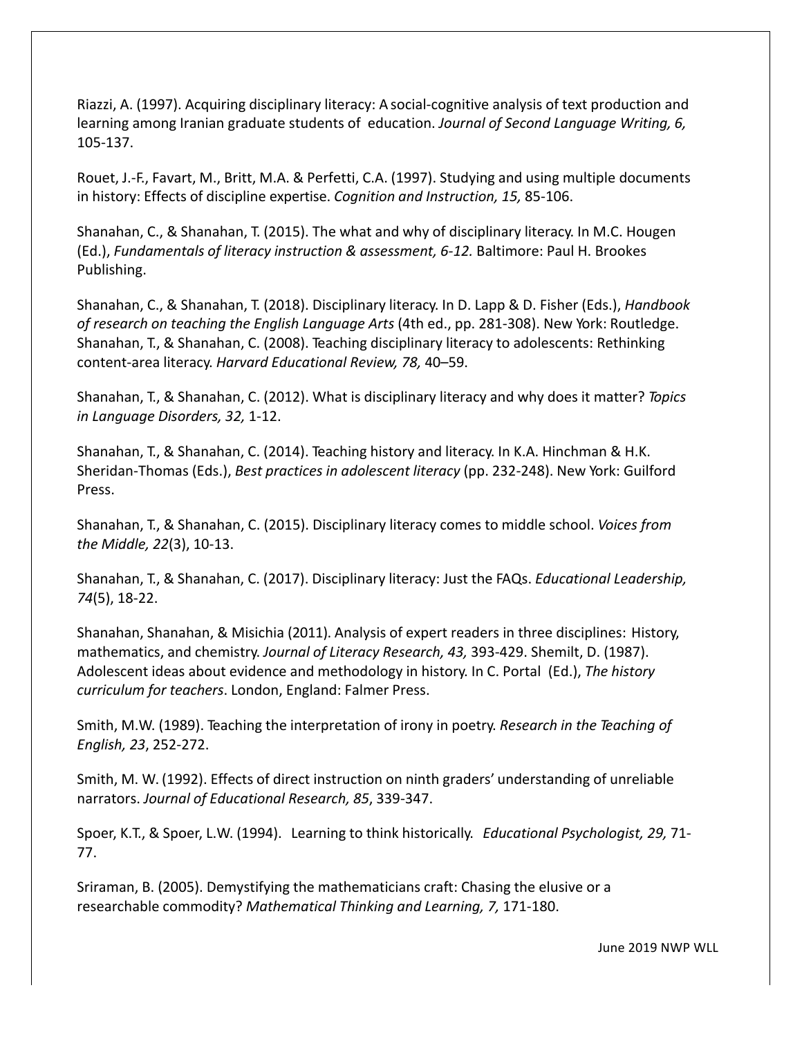Riazzi, A. (1997). Acquiring disciplinary literacy: A social-cognitive analysis of text production and learning among Iranian graduate students of education. *Journal of Second Language Writing, 6,* 105-137.

Rouet, J.-F., Favart, M., Britt, M.A. & Perfetti, C.A. (1997). Studying and using multiple documents in history: Effects of discipline expertise. *Cognition and Instruction, 15,* 85-106.

Shanahan, C., & Shanahan, T. (2015). The what and why of disciplinary literacy. In M.C. Hougen (Ed.), *Fundamentals of literacy instruction & assessment, 6-12.* Baltimore: Paul H. Brookes Publishing.

Shanahan, C., & Shanahan, T. (2018). Disciplinary literacy. In D. Lapp & D. Fisher (Eds.), *Handbook of research on teaching the English Language Arts* (4th ed., pp. 281-308). New York: Routledge. Shanahan, T., & Shanahan, C. (2008). Teaching disciplinary literacy to adolescents: Rethinking content-area literacy. *Harvard Educational Review, 78,* 40–59.

Shanahan, T., & Shanahan, C. (2012). What is disciplinary literacy and why does it matter? *Topics in Language Disorders, 32,* 1-12.

Shanahan, T., & Shanahan, C. (2014). Teaching history and literacy. In K.A. Hinchman & H.K. Sheridan-Thomas (Eds.), *Best practices in adolescent literacy* (pp. 232-248). New York: Guilford Press.

Shanahan, T., & Shanahan, C. (2015). Disciplinary literacy comes to middle school. *Voices from the Middle, 22*(3), 10-13.

Shanahan, T., & Shanahan, C. (2017). Disciplinary literacy: Just the FAQs. *Educational Leadership, 74*(5), 18-22.

Shanahan, Shanahan, & Misichia (2011). Analysis of expert readers in three disciplines: History, mathematics, and chemistry. *Journal of Literacy Research, 43,* 393-429. Shemilt, D. (1987). Adolescent ideas about evidence and methodology in history. In C. Portal (Ed.), *The history curriculum for teachers*. London, England: Falmer Press.

Smith, M.W. (1989). Teaching the interpretation of irony in poetry. *Research in the Teaching of English, 23*, 252-272.

Smith, M. W. (1992). Effects of direct instruction on ninth graders' understanding of unreliable narrators. *Journal of Educational Research, 85*, 339-347.

Spoer, K.T., & Spoer, L.W. (1994). Learning to think historically. *Educational Psychologist, 29,* 71-77.

Sriraman, B. (2005). Demystifying the mathematicians craft: Chasing the elusive or a researchable commodity? *Mathematical Thinking and Learning, 7,* 171-180.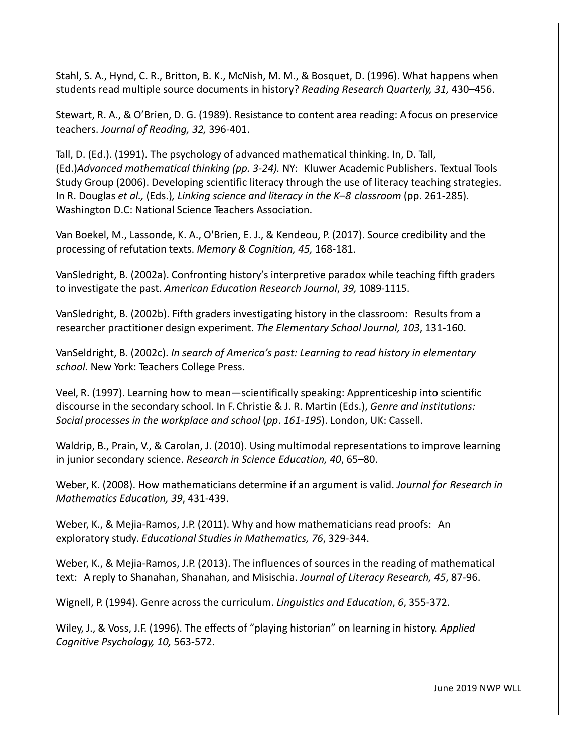Stahl, S. A., Hynd, C. R., Britton, B. K., McNish, M. M., & Bosquet, D. (1996). What happens when students read multiple source documents in history? *Reading Research Quarterly, 31,* 430–456.

Stewart, R. A., & O'Brien, D. G. (1989). Resistance to content area reading: A focus on preservice teachers. *Journal of Reading, 32,* 396-401.

Tall, D. (Ed.). (1991). The psychology of advanced mathematical thinking. In, D. Tall, (Ed.)*Advanced mathematical thinking (pp. 3-24).* NY: Kluwer Academic Publishers. Textual Tools Study Group (2006). Developing scientific literacy through the use of literacy teaching strategies. In R. Douglas *et al.,* (Eds.)*, Linking science and literacy in the K–8 classroom* (pp. 261-285). Washington D.C: National Science Teachers Association.

Van Boekel, M., Lassonde, K. A., O'Brien, E. J., & Kendeou, P. (2017). Source credibility and the processing of refutation texts. *Memory & Cognition, 45,* 168-181.

VanSledright, B. (2002a). Confronting history's interpretive paradox while teaching fifth graders to investigate the past. *American Education Research Journal*, *39,* 1089-1115.

VanSledright, B. (2002b). Fifth graders investigating history in the classroom: Results from a researcher practitioner design experiment. *The Elementary School Journal, 103*, 131-160.

VanSeldright, B. (2002c). *In search of America's past: Learning to read history in elementary school.* New York: Teachers College Press.

Veel, R. (1997). Learning how to mean—scientifically speaking: Apprenticeship into scientific discourse in the secondary school. In F. Christie & J. R. Martin (Eds.), *Genre and institutions: Social processes in the workplace and school* (*pp*. *161-195*). London, UK: Cassell.

Waldrip, B., Prain, V., & Carolan, J. (2010). Using multimodal representations to improve learning in junior secondary science. *Research in Science Education, 40*, 65–80.

Weber, K. (2008). How mathematicians determine if an argument is valid. *Journal for Research in Mathematics Education, 39*, 431-439.

Weber, K., & Mejia-Ramos, J.P. (2011). Why and how mathematicians read proofs: An exploratory study. *Educational Studies in Mathematics, 76*, 329-344.

Weber, K., & Mejia-Ramos, J.P. (2013). The influences of sources in the reading of mathematical text: A reply to Shanahan, Shanahan, and Misischia. *Journal of Literacy Research, 45*, 87-96.

Wignell, P. (1994). Genre across the curriculum. *Linguistics and Education*, *6*, 355-372.

Wiley, J., & Voss, J.F. (1996). The effects of "playing historian" on learning in history. *Applied Cognitive Psychology, 10,* 563-572.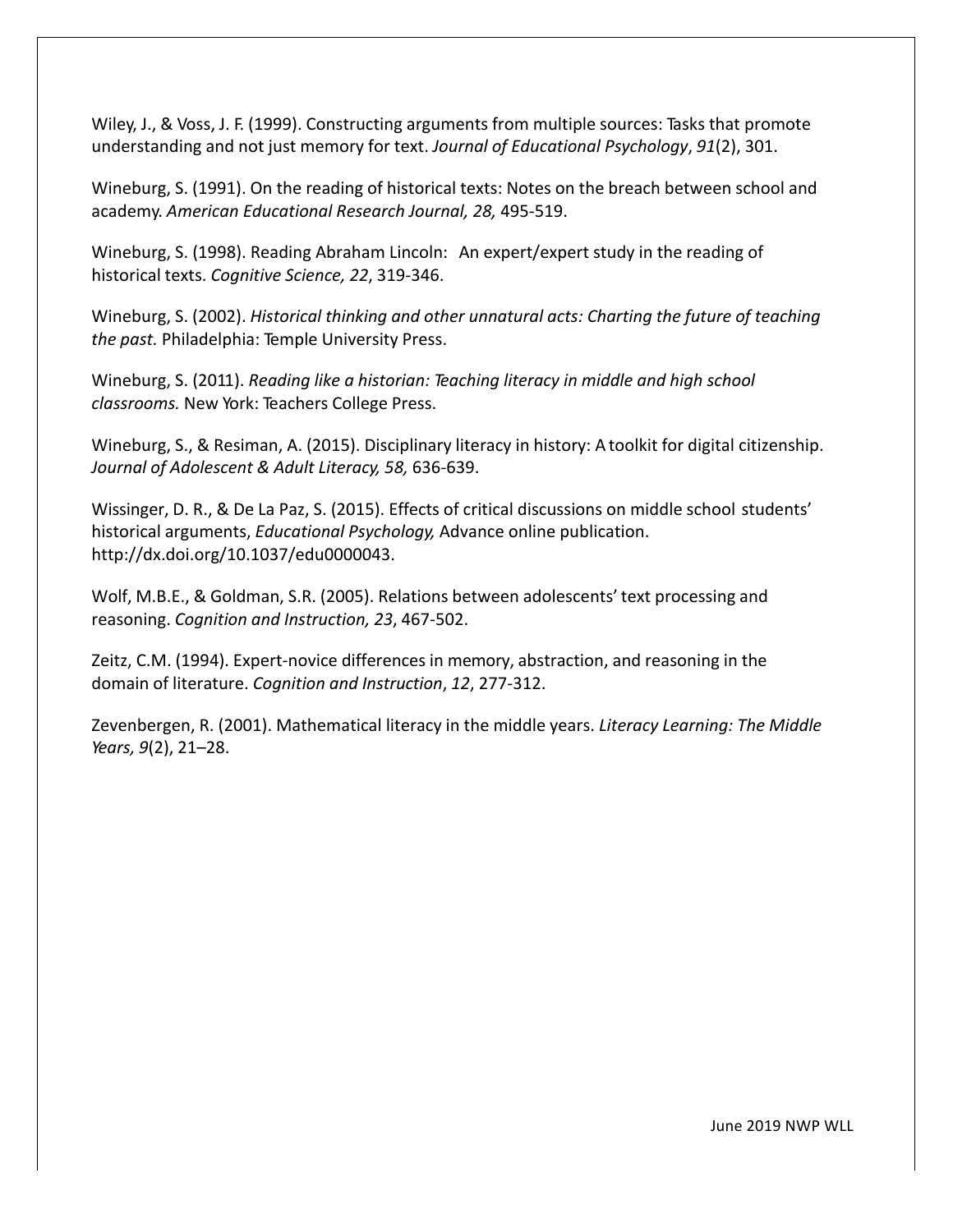Wiley, J., & Voss, J. F. (1999). Constructing arguments from multiple sources: Tasks that promote understanding and not just memory for text. *Journal of Educational Psychology*, *91*(2), 301.

Wineburg, S. (1991). On the reading of historical texts: Notes on the breach between school and academy. *American Educational Research Journal, 28,* 495-519.

Wineburg, S. (1998). Reading Abraham Lincoln: An expert/expert study in the reading of historical texts. *Cognitive Science, 22*, 319-346.

Wineburg, S. (2002). *Historical thinking and other unnatural acts: Charting the future of teaching the past.* Philadelphia: Temple University Press.

Wineburg, S. (2011). *Reading like a historian: Teaching literacy in middle and high school classrooms.* New York: Teachers College Press.

Wineburg, S., & Resiman, A. (2015). Disciplinary literacy in history: A toolkit for digital citizenship. *Journal of Adolescent & Adult Literacy, 58,* 636-639.

Wissinger, D. R., & De La Paz, S. (2015). Effects of critical discussions on middle school students' historical arguments, *Educational Psychology,* Advance online publication. http://dx.doi.org/10.1037/edu0000043.

Wolf, M.B.E., & Goldman, S.R. (2005). Relations between adolescents' text processing and reasoning. *Cognition and Instruction, 23*, 467-502.

Zeitz, C.M. (1994). Expert-novice differences in memory, abstraction, and reasoning in the domain of literature. *Cognition and Instruction*, *12*, 277-312.

Zevenbergen, R. (2001). Mathematical literacy in the middle years. *Literacy Learning: The Middle Years, 9*(2), 21–28.